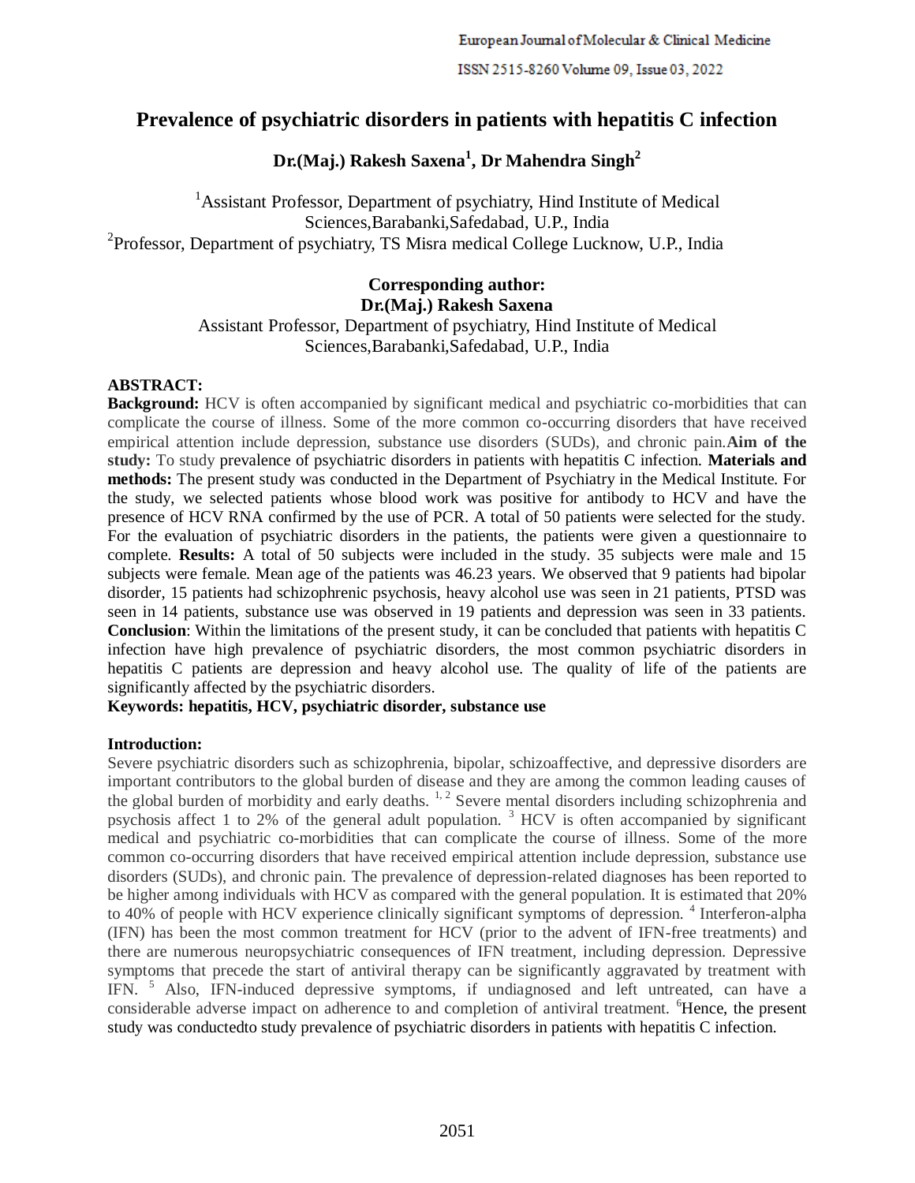# Prevalence of psychiatric disorders in patients with hepatitis C infection

**Dr.(Maj.) Rakesh Saxena[1], Dr Mahendra Singh[2]**

[1]Assistant Professor, Department of psychiatry, Hind Institute of Medical Sciences,Barabanki,Safedabad, U.P., India
[2]Professor, Department of psychiatry, TS Misra medical College Lucknow, U.P., India

**Corresponding author:**
**Dr.(Maj.) Rakesh Saxena**
Assistant Professor, Department of psychiatry, Hind Institute of Medical Sciences,Barabanki,Safedabad, U.P., India

**ABSTRACT:**

**Background:** HCV is often accompanied by significant medical and psychiatric co-morbidities that can complicate the course of illness. Some of the more common co-occurring disorders that have received empirical attention include depression, substance use disorders (SUDs), and chronic pain.**Aim of the study:** To study prevalence of psychiatric disorders in patients with hepatitis C infection. **Materials and methods:** The present study was conducted in the Department of Psychiatry in the Medical Institute. For the study, we selected patients whose blood work was positive for antibody to HCV and have the presence of HCV RNA confirmed by the use of PCR. A total of 50 patients were selected for the study. For the evaluation of psychiatric disorders in the patients, the patients were given a questionnaire to complete. **Results:** A total of 50 subjects were included in the study. 35 subjects were male and 15 subjects were female. Mean age of the patients was 46.23 years. We observed that 9 patients had bipolar disorder, 15 patients had schizophrenic psychosis, heavy alcohol use was seen in 21 patients, PTSD was seen in 14 patients, substance use was observed in 19 patients and depression was seen in 33 patients. **Conclusion**: Within the limitations of the present study, it can be concluded that patients with hepatitis C infection have high prevalence of psychiatric disorders, the most common psychiatric disorders in hepatitis C patients are depression and heavy alcohol use. The quality of life of the patients are significantly affected by the psychiatric disorders.

**Keywords: hepatitis, HCV, psychiatric disorder, substance use**

**Introduction:**

Severe psychiatric disorders such as schizophrenia, bipolar, schizoaffective, and depressive disorders are important contributors to the global burden of disease and they are among the common leading causes of the global burden of morbidity and early deaths. [1, 2] Severe mental disorders including schizophrenia and psychosis affect 1 to 2% of the general adult population. [3] HCV is often accompanied by significant medical and psychiatric co-morbidities that can complicate the course of illness. Some of the more common co-occurring disorders that have received empirical attention include depression, substance use disorders (SUDs), and chronic pain. The prevalence of depression-related diagnoses has been reported to be higher among individuals with HCV as compared with the general population. It is estimated that 20% to 40% of people with HCV experience clinically significant symptoms of depression. [4] Interferon-alpha (IFN) has been the most common treatment for HCV (prior to the advent of IFN-free treatments) and there are numerous neuropsychiatric consequences of IFN treatment, including depression. Depressive symptoms that precede the start of antiviral therapy can be significantly aggravated by treatment with IFN. [5] Also, IFN-induced depressive symptoms, if undiagnosed and left untreated, can have a considerable adverse impact on adherence to and completion of antiviral treatment. [6]Hence, the present study was conductedto study prevalence of psychiatric disorders in patients with hepatitis C infection.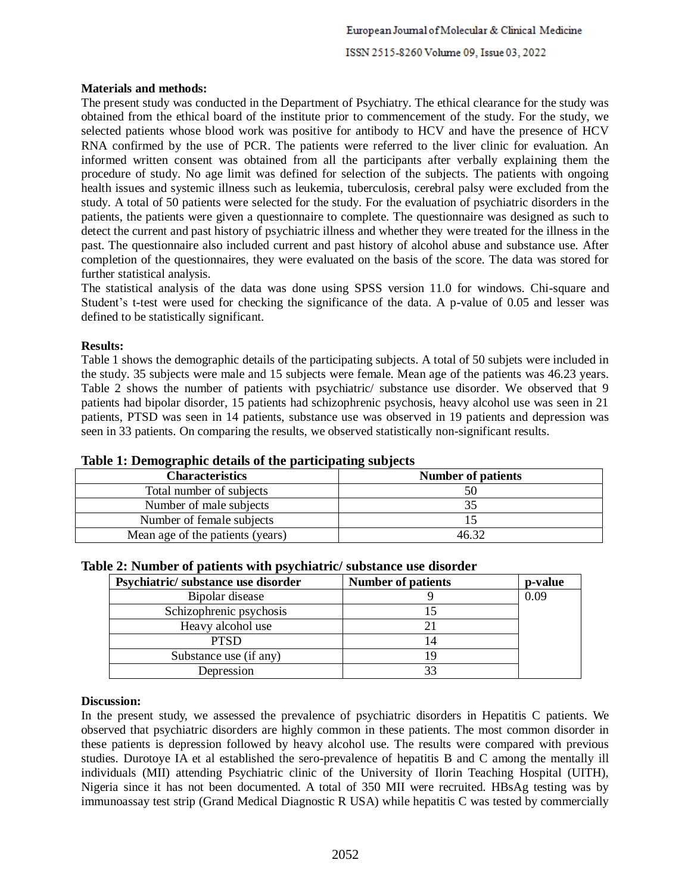**Materials and methods:**

The present study was conducted in the Department of Psychiatry. The ethical clearance for the study was obtained from the ethical board of the institute prior to commencement of the study. For the study, we selected patients whose blood work was positive for antibody to HCV and have the presence of HCV RNA confirmed by the use of PCR. The patients were referred to the liver clinic for evaluation. An informed written consent was obtained from all the participants after verbally explaining them the procedure of study. No age limit was defined for selection of the subjects. The patients with ongoing health issues and systemic illness such as leukemia, tuberculosis, cerebral palsy were excluded from the study. A total of 50 patients were selected for the study. For the evaluation of psychiatric disorders in the patients, the patients were given a questionnaire to complete. The questionnaire was designed as such to detect the current and past history of psychiatric illness and whether they were treated for the illness in the past. The questionnaire also included current and past history of alcohol abuse and substance use. After completion of the questionnaires, they were evaluated on the basis of the score. The data was stored for further statistical analysis.

The statistical analysis of the data was done using SPSS version 11.0 for windows. Chi-square and Student's t-test were used for checking the significance of the data. A p-value of 0.05 and lesser was defined to be statistically significant.

**Results:**

Table 1 shows the demographic details of the participating subjects. A total of 50 subjets were included in the study. 35 subjects were male and 15 subjects were female. Mean age of the patients was 46.23 years. Table 2 shows the number of patients with psychiatric/ substance use disorder. We observed that 9 patients had bipolar disorder, 15 patients had schizophrenic psychosis, heavy alcohol use was seen in 21 patients, PTSD was seen in 14 patients, substance use was observed in 19 patients and depression was seen in 33 patients. On comparing the results, we observed statistically non-significant results.

**Table 1: Demographic details of the participating subjects**

| Characteristics | Number of patients |
|---|---|
| Total number of subjects | 50 |
| Number of male subjects | 35 |
| Number of female subjects | 15 |
| Mean age of the patients (years) | 46.32 |

**Table 2: Number of patients with psychiatric/ substance use disorder**

| Psychiatric/ substance use disorder | Number of patients | p-value |
|---|---|---|
| Bipolar disease | 9 | 0.09 |
| Schizophrenic psychosis | 15 | |
| Heavy alcohol use | 21 | |
| PTSD | 14 | |
| Substance use (if any) | 19 | |
| Depression | 33 | |

**Discussion:**

In the present study, we assessed the prevalence of psychiatric disorders in Hepatitis C patients. We observed that psychiatric disorders are highly common in these patients. The most common disorder in these patients is depression followed by heavy alcohol use. The results were compared with previous studies. Durotoye IA et al established the sero-prevalence of hepatitis B and C among the mentally ill individuals (MII) attending Psychiatric clinic of the University of Ilorin Teaching Hospital (UITH), Nigeria since it has not been documented. A total of 350 MII were recruited. HBsAg testing was by immunoassay test strip (Grand Medical Diagnostic R USA) while hepatitis C was tested by commercially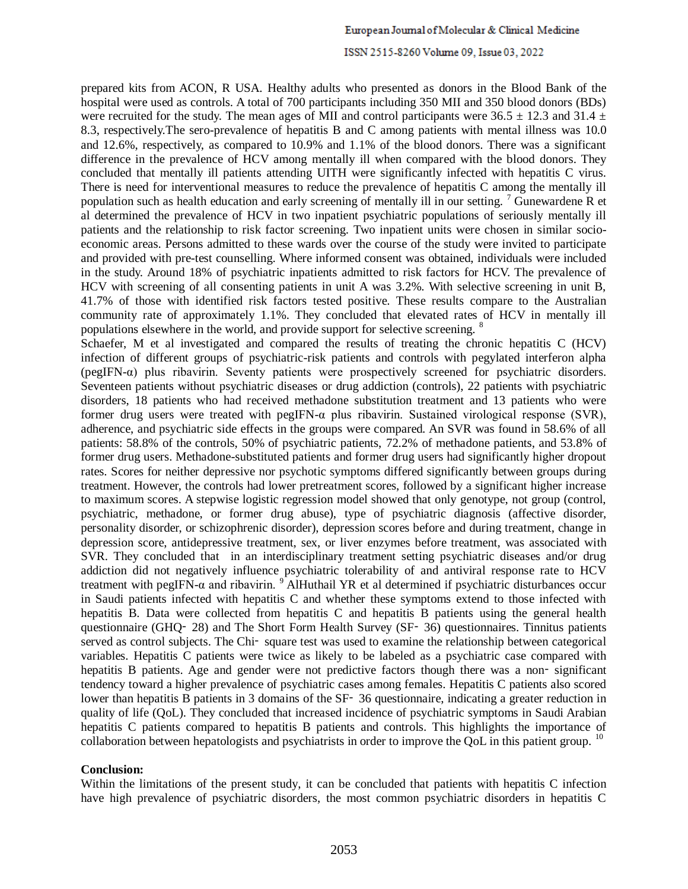prepared kits from ACON, R USA. Healthy adults who presented as donors in the Blood Bank of the hospital were used as controls. A total of 700 participants including 350 MII and 350 blood donors (BDs) were recruited for the study. The mean ages of MII and control participants were 36.5 ± 12.3 and 31.4 ± 8.3, respectively.The sero-prevalence of hepatitis B and C among patients with mental illness was 10.0 and 12.6%, respectively, as compared to 10.9% and 1.1% of the blood donors. There was a significant difference in the prevalence of HCV among mentally ill when compared with the blood donors. They concluded that mentally ill patients attending UITH were significantly infected with hepatitis C virus. There is need for interventional measures to reduce the prevalence of hepatitis C among the mentally ill population such as health education and early screening of mentally ill in our setting. [7] Gunewardene R et al determined the prevalence of HCV in two inpatient psychiatric populations of seriously mentally ill patients and the relationship to risk factor screening. Two inpatient units were chosen in similar socio-economic areas. Persons admitted to these wards over the course of the study were invited to participate and provided with pre-test counselling. Where informed consent was obtained, individuals were included in the study. Around 18% of psychiatric inpatients admitted to risk factors for HCV. The prevalence of HCV with screening of all consenting patients in unit A was 3.2%. With selective screening in unit B, 41.7% of those with identified risk factors tested positive. These results compare to the Australian community rate of approximately 1.1%. They concluded that elevated rates of HCV in mentally ill populations elsewhere in the world, and provide support for selective screening. [8]
Schaefer, M et al investigated and compared the results of treating the chronic hepatitis C (HCV) infection of different groups of psychiatric-risk patients and controls with pegylated interferon alpha (pegIFN-α) plus ribavirin. Seventy patients were prospectively screened for psychiatric disorders. Seventeen patients without psychiatric diseases or drug addiction (controls), 22 patients with psychiatric disorders, 18 patients who had received methadone substitution treatment and 13 patients who were former drug users were treated with pegIFN-α plus ribavirin. Sustained virological response (SVR), adherence, and psychiatric side effects in the groups were compared. An SVR was found in 58.6% of all patients: 58.8% of the controls, 50% of psychiatric patients, 72.2% of methadone patients, and 53.8% of former drug users. Methadone-substituted patients and former drug users had significantly higher dropout rates. Scores for neither depressive nor psychotic symptoms differed significantly between groups during treatment. However, the controls had lower pretreatment scores, followed by a significant higher increase to maximum scores. A stepwise logistic regression model showed that only genotype, not group (control, psychiatric, methadone, or former drug abuse), type of psychiatric diagnosis (affective disorder, personality disorder, or schizophrenic disorder), depression scores before and during treatment, change in depression score, antidepressive treatment, sex, or liver enzymes before treatment, was associated with SVR. They concluded that in an interdisciplinary treatment setting psychiatric diseases and/or drug addiction did not negatively influence psychiatric tolerability of and antiviral response rate to HCV treatment with pegIFN-α and ribavirin. [9] AlHuthail YR et al determined if psychiatric disturbances occur in Saudi patients infected with hepatitis C and whether these symptoms extend to those infected with hepatitis B. Data were collected from hepatitis C and hepatitis B patients using the general health questionnaire (GHQ‐ 28) and The Short Form Health Survey (SF‐ 36) questionnaires. Tinnitus patients served as control subjects. The Chi‐ square test was used to examine the relationship between categorical variables. Hepatitis C patients were twice as likely to be labeled as a psychiatric case compared with hepatitis B patients. Age and gender were not predictive factors though there was a non‐ significant tendency toward a higher prevalence of psychiatric cases among females. Hepatitis C patients also scored lower than hepatitis B patients in 3 domains of the SF‐ 36 questionnaire, indicating a greater reduction in quality of life (QoL). They concluded that increased incidence of psychiatric symptoms in Saudi Arabian hepatitis C patients compared to hepatitis B patients and controls. This highlights the importance of collaboration between hepatologists and psychiatrists in order to improve the QoL in this patient group. [10]

**Conclusion:**

Within the limitations of the present study, it can be concluded that patients with hepatitis C infection have high prevalence of psychiatric disorders, the most common psychiatric disorders in hepatitis C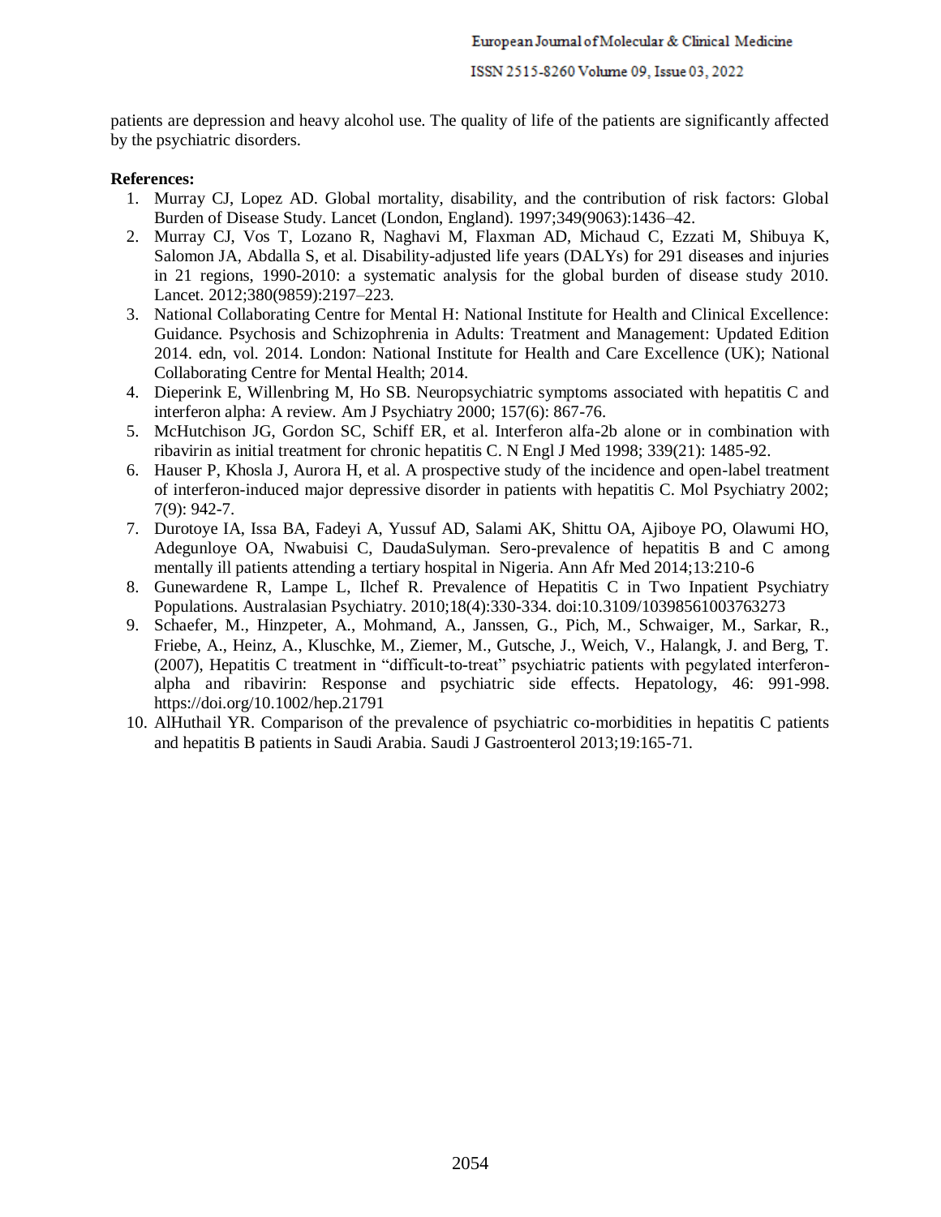patients are depression and heavy alcohol use. The quality of life of the patients are significantly affected by the psychiatric disorders.

**References:**

1. Murray CJ, Lopez AD. Global mortality, disability, and the contribution of risk factors: Global Burden of Disease Study. Lancet (London, England). 1997;349(9063):1436–42.
2. Murray CJ, Vos T, Lozano R, Naghavi M, Flaxman AD, Michaud C, Ezzati M, Shibuya K, Salomon JA, Abdalla S, et al. Disability-adjusted life years (DALYs) for 291 diseases and injuries in 21 regions, 1990-2010: a systematic analysis for the global burden of disease study 2010. Lancet. 2012;380(9859):2197–223.
3. National Collaborating Centre for Mental H: National Institute for Health and Clinical Excellence: Guidance. Psychosis and Schizophrenia in Adults: Treatment and Management: Updated Edition 2014. edn, vol. 2014. London: National Institute for Health and Care Excellence (UK); National Collaborating Centre for Mental Health; 2014.
4. Dieperink E, Willenbring M, Ho SB. Neuropsychiatric symptoms associated with hepatitis C and interferon alpha: A review. Am J Psychiatry 2000; 157(6): 867-76.
5. McHutchison JG, Gordon SC, Schiff ER, et al. Interferon alfa-2b alone or in combination with ribavirin as initial treatment for chronic hepatitis C. N Engl J Med 1998; 339(21): 1485-92.
6. Hauser P, Khosla J, Aurora H, et al. A prospective study of the incidence and open-label treatment of interferon-induced major depressive disorder in patients with hepatitis C. Mol Psychiatry 2002; 7(9): 942-7.
7. Durotoye IA, Issa BA, Fadeyi A, Yussuf AD, Salami AK, Shittu OA, Ajiboye PO, Olawumi HO, Adegunloye OA, Nwabuisi C, DaudaSulyman. Sero-prevalence of hepatitis B and C among mentally ill patients attending a tertiary hospital in Nigeria. Ann Afr Med 2014;13:210-6
8. Gunewardene R, Lampe L, Ilchef R. Prevalence of Hepatitis C in Two Inpatient Psychiatry Populations. Australasian Psychiatry. 2010;18(4):330-334. doi:10.3109/10398561003763273
9. Schaefer, M., Hinzpeter, A., Mohmand, A., Janssen, G., Pich, M., Schwaiger, M., Sarkar, R., Friebe, A., Heinz, A., Kluschke, M., Ziemer, M., Gutsche, J., Weich, V., Halangk, J. and Berg, T. (2007), Hepatitis C treatment in "difficult-to-treat" psychiatric patients with pegylated interferon-alpha and ribavirin: Response and psychiatric side effects. Hepatology, 46: 991-998. https://doi.org/10.1002/hep.21791
10. AlHuthail YR. Comparison of the prevalence of psychiatric co-morbidities in hepatitis C patients and hepatitis B patients in Saudi Arabia. Saudi J Gastroenterol 2013;19:165-71.